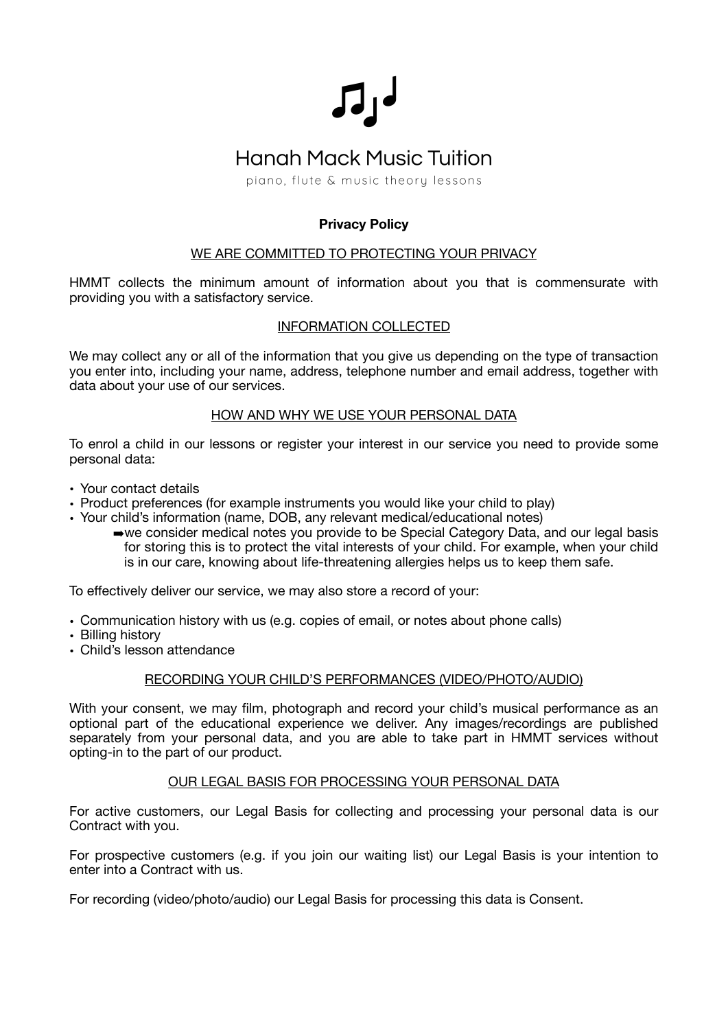# Hanah Mack Music Tuition

piano, flute & music theory lessons

**Privacy Policy**

## WE ARE COMMITTED TO PROTECTING YOUR PRIVACY

HMMT collects the minimum amount of information about you that is commensurate with providing you with a satisfactory service.

## INFORMATION COLLECTED

We may collect any or all of the information that you give us depending on the type of transaction you enter into, including your name, address, telephone number and email address, together with data about your use of our services.

## HOW AND WHY WE USE YOUR PERSONAL DATA

To enrol a child in our lessons or register your interest in our service you need to provide some personal data:

- Your contact details
- Product preferences (for example instruments you would like your child to play)
- Your child's information (name, DOB, any relevant medical/educational notes)
  - ➡we consider medical notes you provide to be Special Category Data, and our legal basis for storing this is to protect the vital interests of your child. For example, when your child is in our care, knowing about life-threatening allergies helps us to keep them safe.

To effectively deliver our service, we may also store a record of your:

- Communication history with us (e.g. copies of email, or notes about phone calls)
- Billing history
- Child's lesson attendance

## RECORDING YOUR CHILD'S PERFORMANCES (VIDEO/PHOTO/AUDIO)

With your consent, we may film, photograph and record your child's musical performance as an optional part of the educational experience we deliver. Any images/recordings are published separately from your personal data, and you are able to take part in HMMT services without opting-in to the part of our product.

## OUR LEGAL BASIS FOR PROCESSING YOUR PERSONAL DATA

For active customers, our Legal Basis for collecting and processing your personal data is our Contract with you.

For prospective customers (e.g. if you join our waiting list) our Legal Basis is your intention to enter into a Contract with us.

For recording (video/photo/audio) our Legal Basis for processing this data is Consent.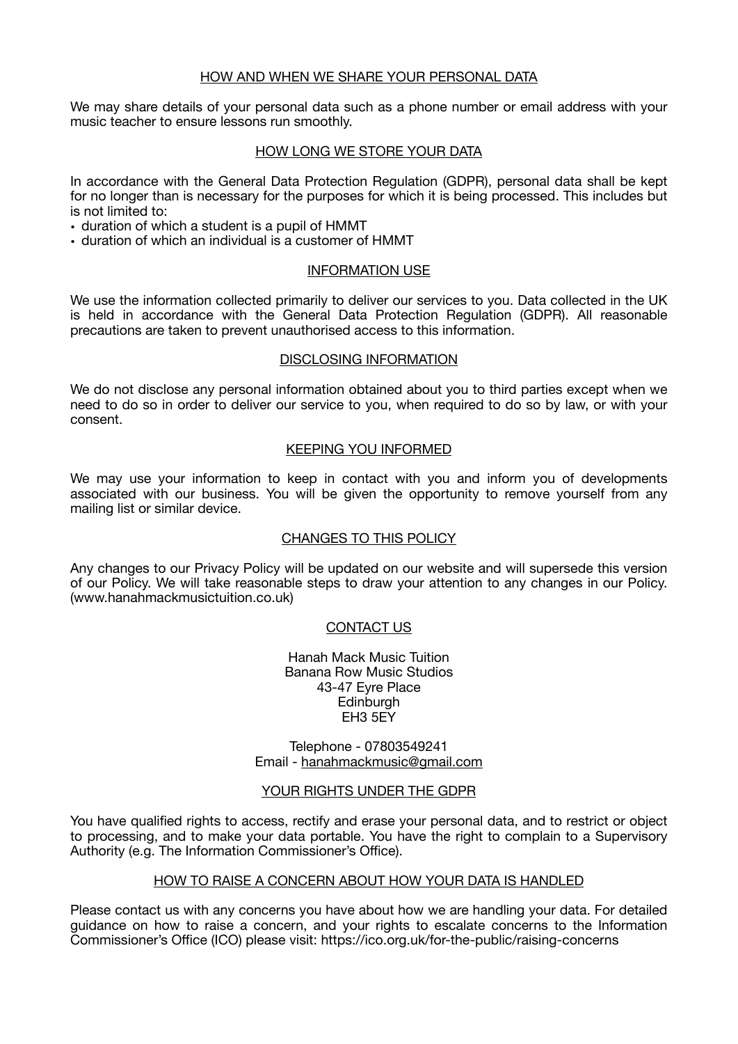## HOW AND WHEN WE SHARE YOUR PERSONAL DATA

We may share details of your personal data such as a phone number or email address with your music teacher to ensure lessons run smoothly.

## HOW LONG WE STORE YOUR DATA

In accordance with the General Data Protection Regulation (GDPR), personal data shall be kept for no longer than is necessary for the purposes for which it is being processed. This includes but is not limited to:

- duration of which a student is a pupil of HMMT
- duration of which an individual is a customer of HMMT

## INFORMATION USE

We use the information collected primarily to deliver our services to you. Data collected in the UK is held in accordance with the General Data Protection Regulation (GDPR). All reasonable precautions are taken to prevent unauthorised access to this information.

## DISCLOSING INFORMATION

We do not disclose any personal information obtained about you to third parties except when we need to do so in order to deliver our service to you, when required to do so by law, or with your consent.

## KEEPING YOU INFORMED

We may use your information to keep in contact with you and inform you of developments associated with our business. You will be given the opportunity to remove yourself from any mailing list or similar device.

## CHANGES TO THIS POLICY

Any changes to our Privacy Policy will be updated on our website and will supersede this version of our Policy. We will take reasonable steps to draw your attention to any changes in our Policy. (www.hanahmackmusictuition.co.uk)

## CONTACT US

Hanah Mack Music Tuition
Banana Row Music Studios
43-47 Eyre Place
Edinburgh
EH3 5EY

Telephone - 07803549241
Email - hanahmackmusic@gmail.com

## YOUR RIGHTS UNDER THE GDPR

You have qualified rights to access, rectify and erase your personal data, and to restrict or object to processing, and to make your data portable. You have the right to complain to a Supervisory Authority (e.g. The Information Commissioner's Office).

## HOW TO RAISE A CONCERN ABOUT HOW YOUR DATA IS HANDLED

Please contact us with any concerns you have about how we are handling your data. For detailed guidance on how to raise a concern, and your rights to escalate concerns to the Information Commissioner's Office (ICO) please visit: https://ico.org.uk/for-the-public/raising-concerns